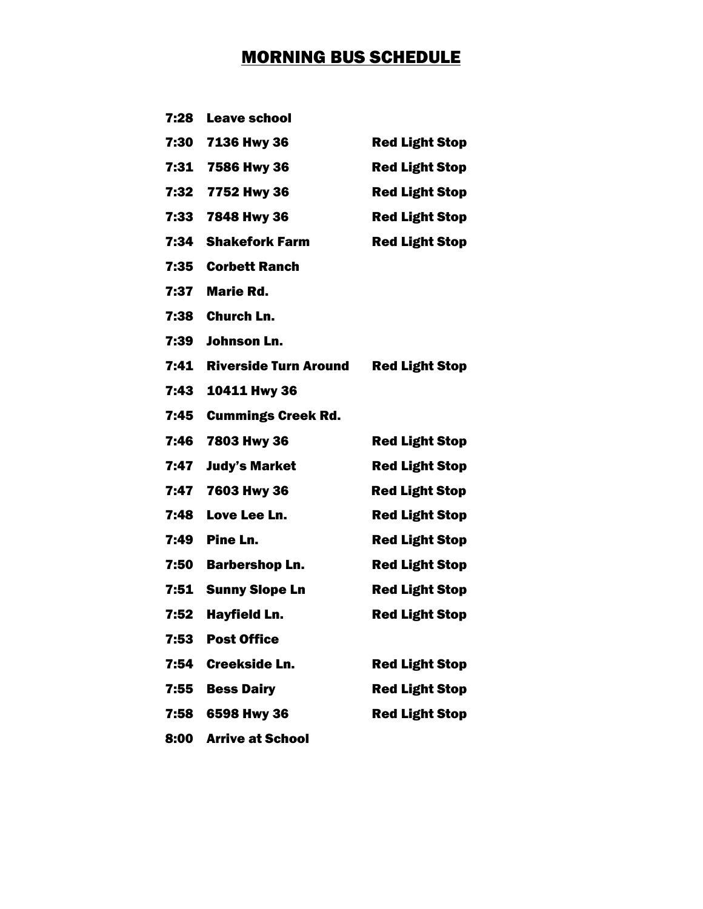# MORNING BUS SCHEDULE

| | | |
|---|---|---|
| 7:28 | Leave school | |
| 7:30 | 7136 Hwy 36 | Red Light Stop |
| 7:31 | 7586 Hwy 36 | Red Light Stop |
| 7:32 | 7752 Hwy 36 | Red Light Stop |
| 7:33 | 7848 Hwy 36 | Red Light Stop |
| 7:34 | Shakefork Farm | Red Light Stop |
| 7:35 | Corbett Ranch | |
| 7:37 | Marie Rd. | |
| 7:38 | Church Ln. | |
| 7:39 | Johnson Ln. | |
| 7:41 | Riverside Turn Around | Red Light Stop |
| 7:43 | 10411 Hwy 36 | |
| 7:45 | Cummings Creek Rd. | |
| 7:46 | 7803 Hwy 36 | Red Light Stop |
| 7:47 | Judy's Market | Red Light Stop |
| 7:47 | 7603 Hwy 36 | Red Light Stop |
| 7:48 | Love Lee Ln. | Red Light Stop |
| 7:49 | Pine Ln. | Red Light Stop |
| 7:50 | Barbershop Ln. | Red Light Stop |
| 7:51 | Sunny Slope Ln | Red Light Stop |
| 7:52 | Hayfield Ln. | Red Light Stop |
| 7:53 | Post Office | |
| 7:54 | Creekside Ln. | Red Light Stop |
| 7:55 | Bess Dairy | Red Light Stop |
| 7:58 | 6598 Hwy 36 | Red Light Stop |
| 8:00 | Arrive at School | |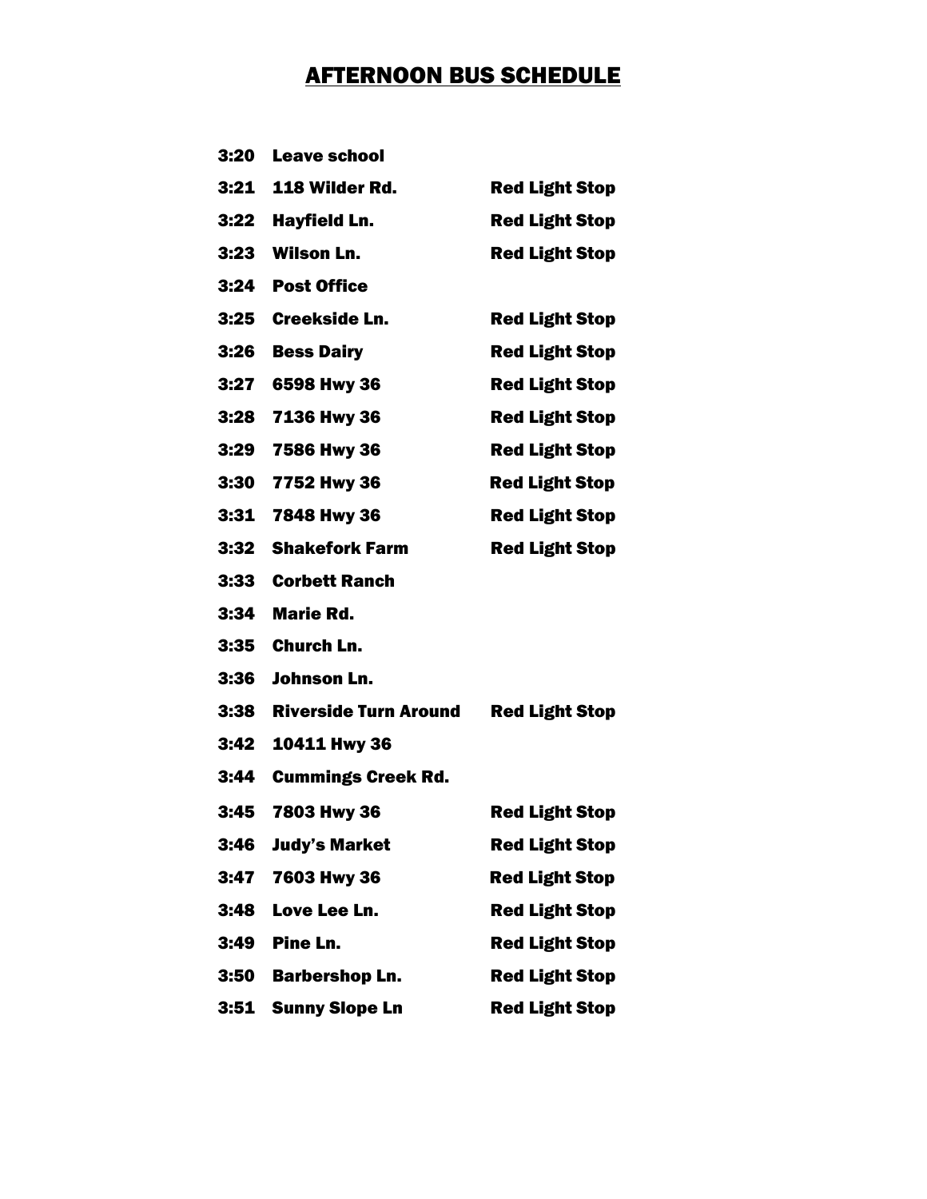# AFTERNOON BUS SCHEDULE

| | | |
|---|---|---|
| 3:20 | Leave school | |
| 3:21 | 118 Wilder Rd. | Red Light Stop |
| 3:22 | Hayfield Ln. | Red Light Stop |
| 3:23 | Wilson Ln. | Red Light Stop |
| 3:24 | Post Office | |
| 3:25 | Creekside Ln. | Red Light Stop |
| 3:26 | Bess Dairy | Red Light Stop |
| 3:27 | 6598 Hwy 36 | Red Light Stop |
| 3:28 | 7136 Hwy 36 | Red Light Stop |
| 3:29 | 7586 Hwy 36 | Red Light Stop |
| 3:30 | 7752 Hwy 36 | Red Light Stop |
| 3:31 | 7848 Hwy 36 | Red Light Stop |
| 3:32 | Shakefork Farm | Red Light Stop |
| 3:33 | Corbett Ranch | |
| 3:34 | Marie Rd. | |
| 3:35 | Church Ln. | |
| 3:36 | Johnson Ln. | |
| 3:38 | Riverside Turn Around | Red Light Stop |
| 3:42 | 10411 Hwy 36 | |
| 3:44 | Cummings Creek Rd. | |
| 3:45 | 7803 Hwy 36 | Red Light Stop |
| 3:46 | Judy's Market | Red Light Stop |
| 3:47 | 7603 Hwy 36 | Red Light Stop |
| 3:48 | Love Lee Ln. | Red Light Stop |
| 3:49 | Pine Ln. | Red Light Stop |
| 3:50 | Barbershop Ln. | Red Light Stop |
| 3:51 | Sunny Slope Ln | Red Light Stop |